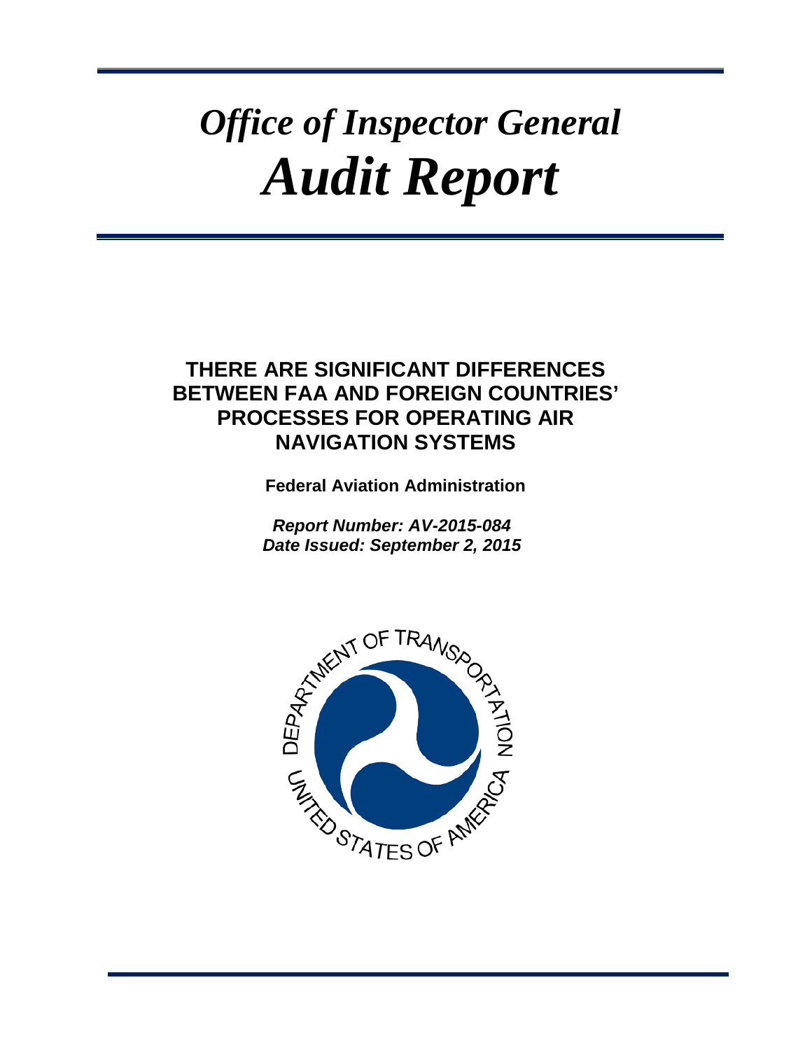# *Office of Inspector General*
# *Audit Report*

## THERE ARE SIGNIFICANT DIFFERENCES BETWEEN FAA AND FOREIGN COUNTRIES' PROCESSES FOR OPERATING AIR NAVIGATION SYSTEMS

**Federal Aviation Administration**

***Report Number: AV-2015-084***
***Date Issued: September 2, 2015***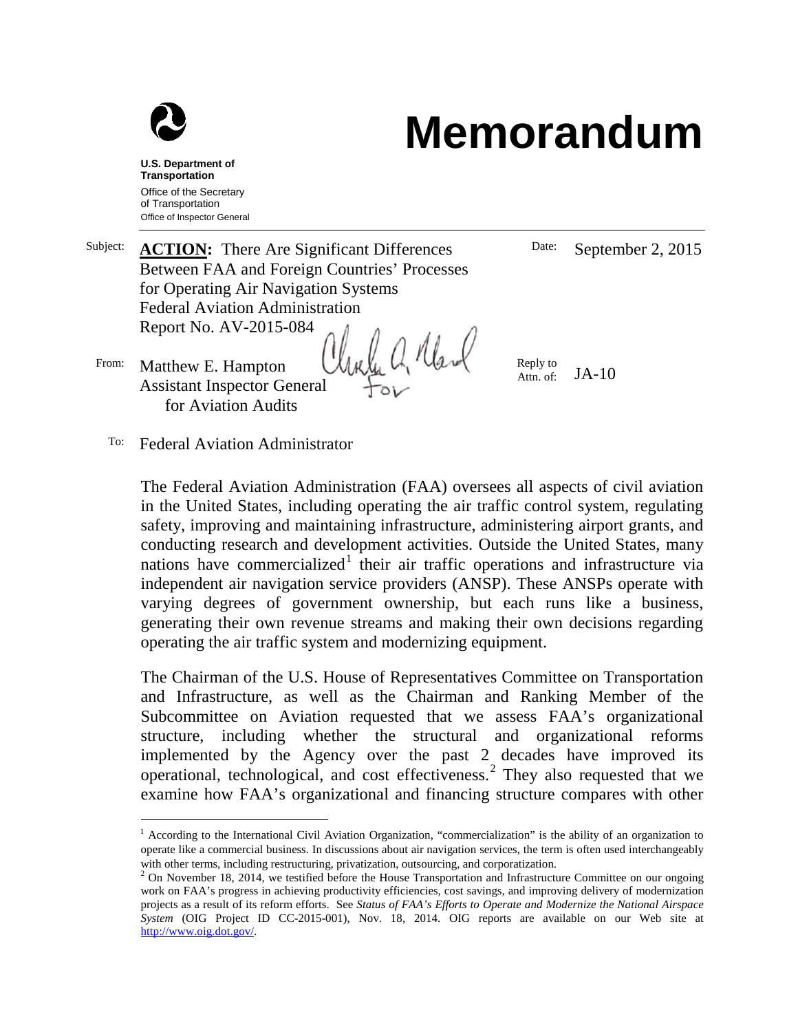**U.S. Department of Transportation**

Office of the Secretary of Transportation

Office of Inspector General

# Memorandum

Subject: **ACTION:** There Are Significant Differences Between FAA and Foreign Countries' Processes for Operating Air Navigation Systems
Federal Aviation Administration
Report No. AV-2015-084

Date: September 2, 2015

From: Matthew E. Hampton
Assistant Inspector General
for Aviation Audits

Reply to Attn. of: JA-10

To: Federal Aviation Administrator

The Federal Aviation Administration (FAA) oversees all aspects of civil aviation in the United States, including operating the air traffic control system, regulating safety, improving and maintaining infrastructure, administering airport grants, and conducting research and development activities. Outside the United States, many nations have commercialized[1] their air traffic operations and infrastructure via independent air navigation service providers (ANSP). These ANSPs operate with varying degrees of government ownership, but each runs like a business, generating their own revenue streams and making their own decisions regarding operating the air traffic system and modernizing equipment.

The Chairman of the U.S. House of Representatives Committee on Transportation and Infrastructure, as well as the Chairman and Ranking Member of the Subcommittee on Aviation requested that we assess FAA's organizational structure, including whether the structural and organizational reforms implemented by the Agency over the past 2 decades have improved its operational, technological, and cost effectiveness.[2] They also requested that we examine how FAA's organizational and financing structure compares with other

[1] According to the International Civil Aviation Organization, "commercialization" is the ability of an organization to operate like a commercial business. In discussions about air navigation services, the term is often used interchangeably with other terms, including restructuring, privatization, outsourcing, and corporatization.

[2] On November 18, 2014, we testified before the House Transportation and Infrastructure Committee on our ongoing work on FAA's progress in achieving productivity efficiencies, cost savings, and improving delivery of modernization projects as a result of its reform efforts. See *Status of FAA's Efforts to Operate and Modernize the National Airspace System* (OIG Project ID CC-2015-001), Nov. 18, 2014. OIG reports are available on our Web site at http://www.oig.dot.gov/.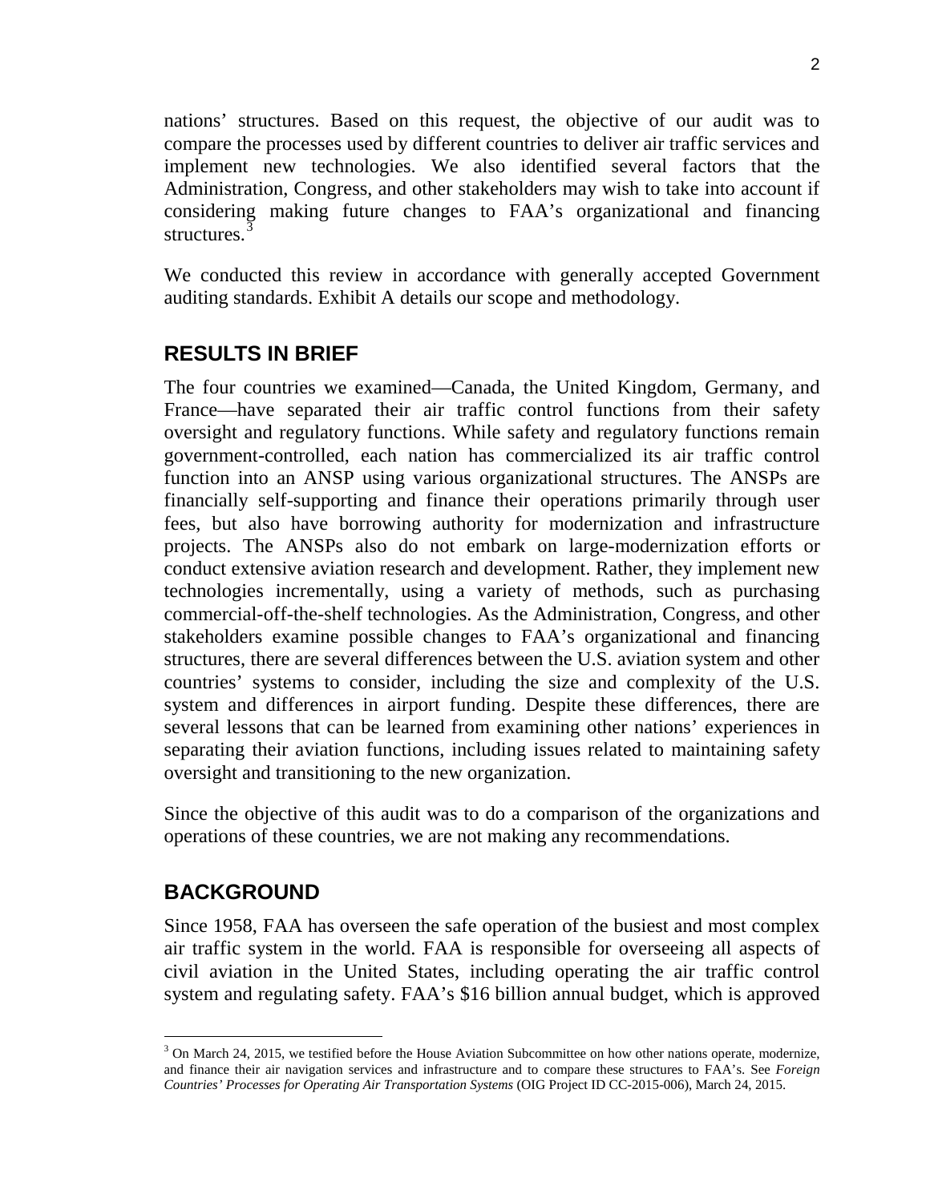nations' structures. Based on this request, the objective of our audit was to compare the processes used by different countries to deliver air traffic services and implement new technologies. We also identified several factors that the Administration, Congress, and other stakeholders may wish to take into account if considering making future changes to FAA's organizational and financing structures.[3]

We conducted this review in accordance with generally accepted Government auditing standards. Exhibit A details our scope and methodology.

## RESULTS IN BRIEF

The four countries we examined—Canada, the United Kingdom, Germany, and France—have separated their air traffic control functions from their safety oversight and regulatory functions. While safety and regulatory functions remain government-controlled, each nation has commercialized its air traffic control function into an ANSP using various organizational structures. The ANSPs are financially self-supporting and finance their operations primarily through user fees, but also have borrowing authority for modernization and infrastructure projects. The ANSPs also do not embark on large-modernization efforts or conduct extensive aviation research and development. Rather, they implement new technologies incrementally, using a variety of methods, such as purchasing commercial-off-the-shelf technologies. As the Administration, Congress, and other stakeholders examine possible changes to FAA's organizational and financing structures, there are several differences between the U.S. aviation system and other countries' systems to consider, including the size and complexity of the U.S. system and differences in airport funding. Despite these differences, there are several lessons that can be learned from examining other nations' experiences in separating their aviation functions, including issues related to maintaining safety oversight and transitioning to the new organization.

Since the objective of this audit was to do a comparison of the organizations and operations of these countries, we are not making any recommendations.

## BACKGROUND

Since 1958, FAA has overseen the safe operation of the busiest and most complex air traffic system in the world. FAA is responsible for overseeing all aspects of civil aviation in the United States, including operating the air traffic control system and regulating safety. FAA's $16 billion annual budget, which is approved

[3] On March 24, 2015, we testified before the House Aviation Subcommittee on how other nations operate, modernize, and finance their air navigation services and infrastructure and to compare these structures to FAA's. See *Foreign Countries' Processes for Operating Air Transportation Systems* (OIG Project ID CC-2015-006), March 24, 2015.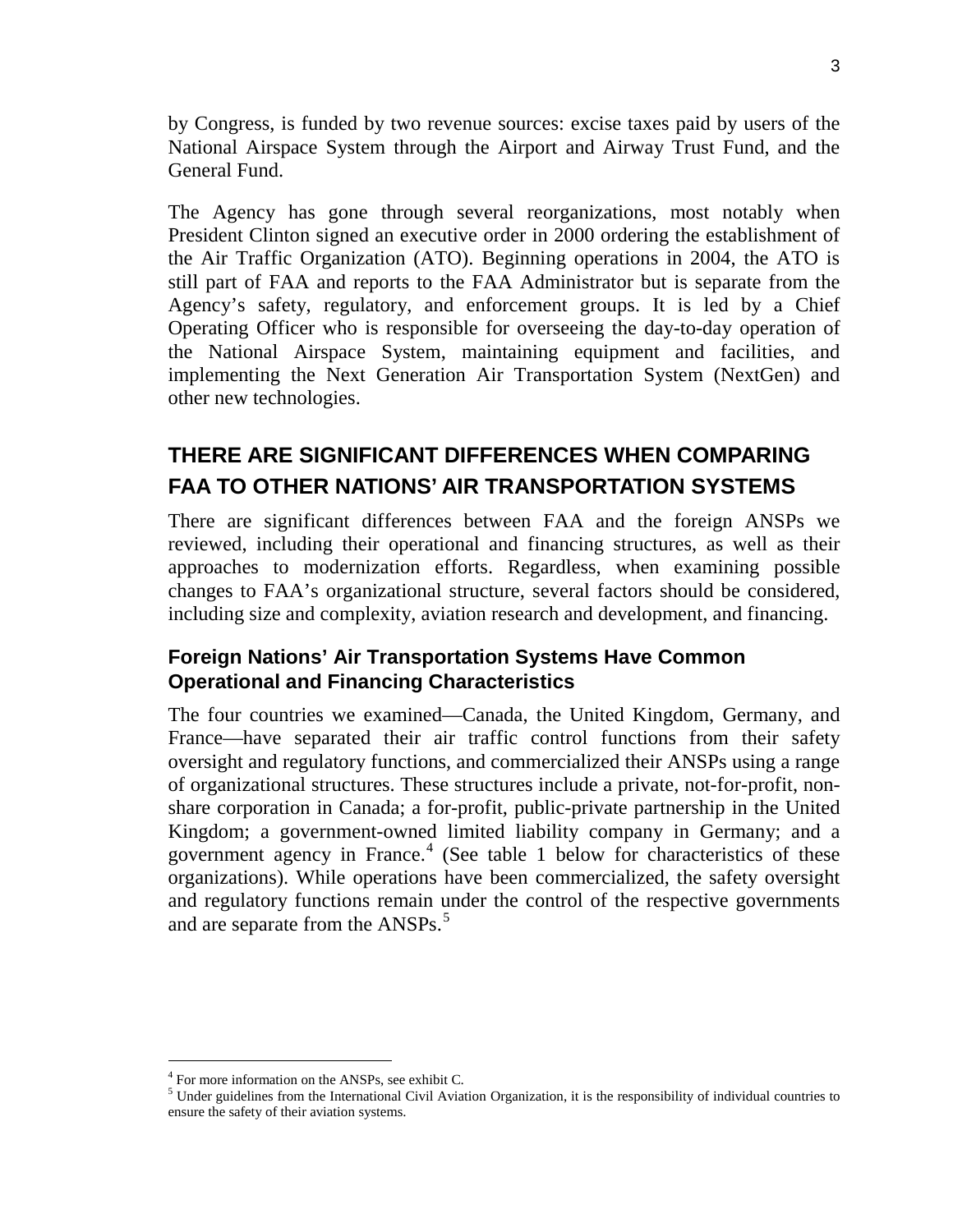by Congress, is funded by two revenue sources: excise taxes paid by users of the National Airspace System through the Airport and Airway Trust Fund, and the General Fund.

The Agency has gone through several reorganizations, most notably when President Clinton signed an executive order in 2000 ordering the establishment of the Air Traffic Organization (ATO). Beginning operations in 2004, the ATO is still part of FAA and reports to the FAA Administrator but is separate from the Agency's safety, regulatory, and enforcement groups. It is led by a Chief Operating Officer who is responsible for overseeing the day-to-day operation of the National Airspace System, maintaining equipment and facilities, and implementing the Next Generation Air Transportation System (NextGen) and other new technologies.

## THERE ARE SIGNIFICANT DIFFERENCES WHEN COMPARING FAA TO OTHER NATIONS' AIR TRANSPORTATION SYSTEMS

There are significant differences between FAA and the foreign ANSPs we reviewed, including their operational and financing structures, as well as their approaches to modernization efforts. Regardless, when examining possible changes to FAA's organizational structure, several factors should be considered, including size and complexity, aviation research and development, and financing.

### Foreign Nations' Air Transportation Systems Have Common Operational and Financing Characteristics

The four countries we examined—Canada, the United Kingdom, Germany, and France—have separated their air traffic control functions from their safety oversight and regulatory functions, and commercialized their ANSPs using a range of organizational structures. These structures include a private, not-for-profit, non-share corporation in Canada; a for-profit, public-private partnership in the United Kingdom; a government-owned limited liability company in Germany; and a government agency in France.[4] (See table 1 below for characteristics of these organizations). While operations have been commercialized, the safety oversight and regulatory functions remain under the control of the respective governments and are separate from the ANSPs.[5]

---

[4] For more information on the ANSPs, see exhibit C.

[5] Under guidelines from the International Civil Aviation Organization, it is the responsibility of individual countries to ensure the safety of their aviation systems.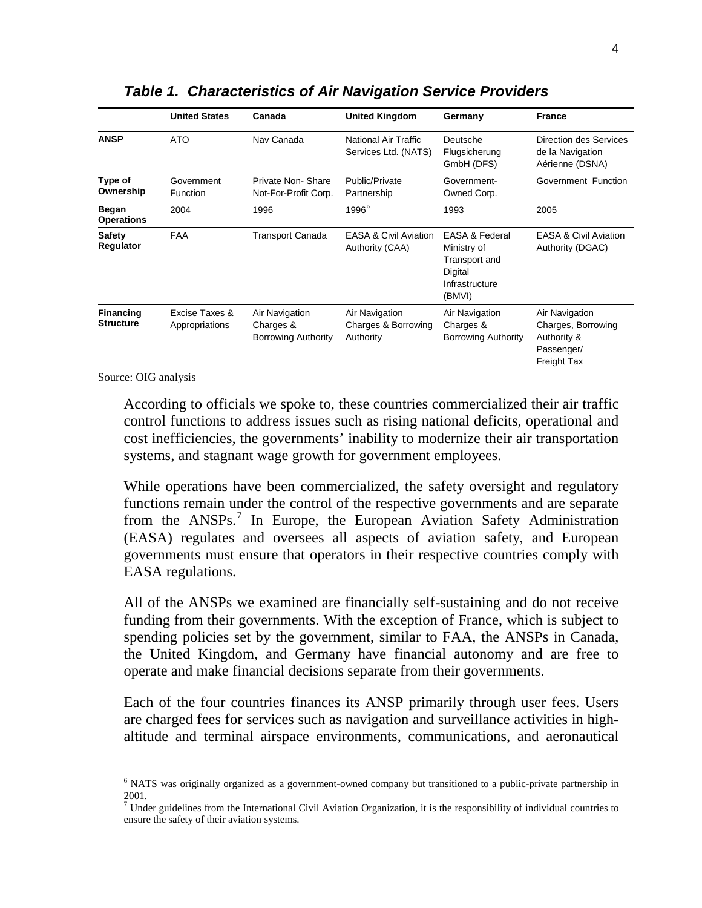***Table 1. Characteristics of Air Navigation Service Providers***

| | **United States** | **Canada** | **United Kingdom** | **Germany** | **France** |
|---|---|---|---|---|---|
| **ANSP** | ATO | Nav Canada | National Air Traffic Services Ltd. (NATS) | Deutsche Flugsicherung GmbH (DFS) | Direction des Services de la Navigation Aérienne (DSNA) |
| **Type of Ownership** | Government Function | Private Non- Share Not-For-Profit Corp. | Public/Private Partnership | Government-Owned Corp. | Government Function |
| **Began Operations** | 2004 | 1996 | 1996[6] | 1993 | 2005 |
| **Safety Regulator** | FAA | Transport Canada | EASA & Civil Aviation Authority (CAA) | EASA & Federal Ministry of Transport and Digital Infrastructure (BMVI) | EASA & Civil Aviation Authority (DGAC) |
| **Financing Structure** | Excise Taxes & Appropriations | Air Navigation Charges & Borrowing Authority | Air Navigation Charges & Borrowing Authority | Air Navigation Charges & Borrowing Authority | Air Navigation Charges, Borrowing Authority & Passenger/ Freight Tax |

Source: OIG analysis

According to officials we spoke to, these countries commercialized their air traffic control functions to address issues such as rising national deficits, operational and cost inefficiencies, the governments' inability to modernize their air transportation systems, and stagnant wage growth for government employees.

While operations have been commercialized, the safety oversight and regulatory functions remain under the control of the respective governments and are separate from the ANSPs.[7] In Europe, the European Aviation Safety Administration (EASA) regulates and oversees all aspects of aviation safety, and European governments must ensure that operators in their respective countries comply with EASA regulations.

All of the ANSPs we examined are financially self-sustaining and do not receive funding from their governments. With the exception of France, which is subject to spending policies set by the government, similar to FAA, the ANSPs in Canada, the United Kingdom, and Germany have financial autonomy and are free to operate and make financial decisions separate from their governments.

Each of the four countries finances its ANSP primarily through user fees. Users are charged fees for services such as navigation and surveillance activities in high-altitude and terminal airspace environments, communications, and aeronautical

[6] NATS was originally organized as a government-owned company but transitioned to a public-private partnership in 2001.

[7] Under guidelines from the International Civil Aviation Organization, it is the responsibility of individual countries to ensure the safety of their aviation systems.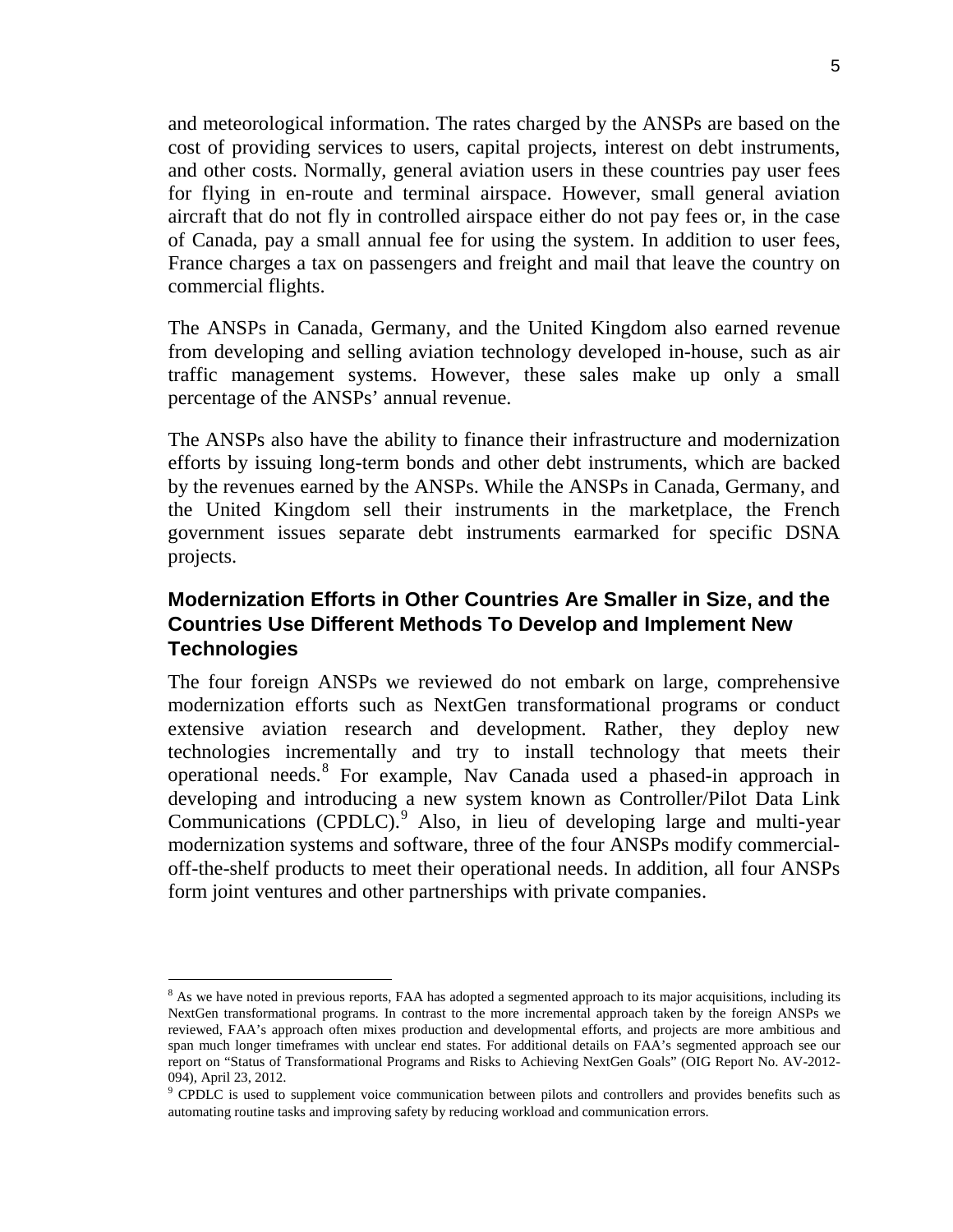and meteorological information. The rates charged by the ANSPs are based on the cost of providing services to users, capital projects, interest on debt instruments, and other costs. Normally, general aviation users in these countries pay user fees for flying in en-route and terminal airspace. However, small general aviation aircraft that do not fly in controlled airspace either do not pay fees or, in the case of Canada, pay a small annual fee for using the system. In addition to user fees, France charges a tax on passengers and freight and mail that leave the country on commercial flights.

The ANSPs in Canada, Germany, and the United Kingdom also earned revenue from developing and selling aviation technology developed in-house, such as air traffic management systems. However, these sales make up only a small percentage of the ANSPs' annual revenue.

The ANSPs also have the ability to finance their infrastructure and modernization efforts by issuing long-term bonds and other debt instruments, which are backed by the revenues earned by the ANSPs. While the ANSPs in Canada, Germany, and the United Kingdom sell their instruments in the marketplace, the French government issues separate debt instruments earmarked for specific DSNA projects.

## Modernization Efforts in Other Countries Are Smaller in Size, and the Countries Use Different Methods To Develop and Implement New Technologies

The four foreign ANSPs we reviewed do not embark on large, comprehensive modernization efforts such as NextGen transformational programs or conduct extensive aviation research and development. Rather, they deploy new technologies incrementally and try to install technology that meets their operational needs.[8] For example, Nav Canada used a phased-in approach in developing and introducing a new system known as Controller/Pilot Data Link Communications (CPDLC).[9] Also, in lieu of developing large and multi-year modernization systems and software, three of the four ANSPs modify commercial-off-the-shelf products to meet their operational needs. In addition, all four ANSPs form joint ventures and other partnerships with private companies.

---

[8] As we have noted in previous reports, FAA has adopted a segmented approach to its major acquisitions, including its NextGen transformational programs. In contrast to the more incremental approach taken by the foreign ANSPs we reviewed, FAA's approach often mixes production and developmental efforts, and projects are more ambitious and span much longer timeframes with unclear end states. For additional details on FAA's segmented approach see our report on "Status of Transformational Programs and Risks to Achieving NextGen Goals" (OIG Report No. AV-2012-094), April 23, 2012.

[9] CPDLC is used to supplement voice communication between pilots and controllers and provides benefits such as automating routine tasks and improving safety by reducing workload and communication errors.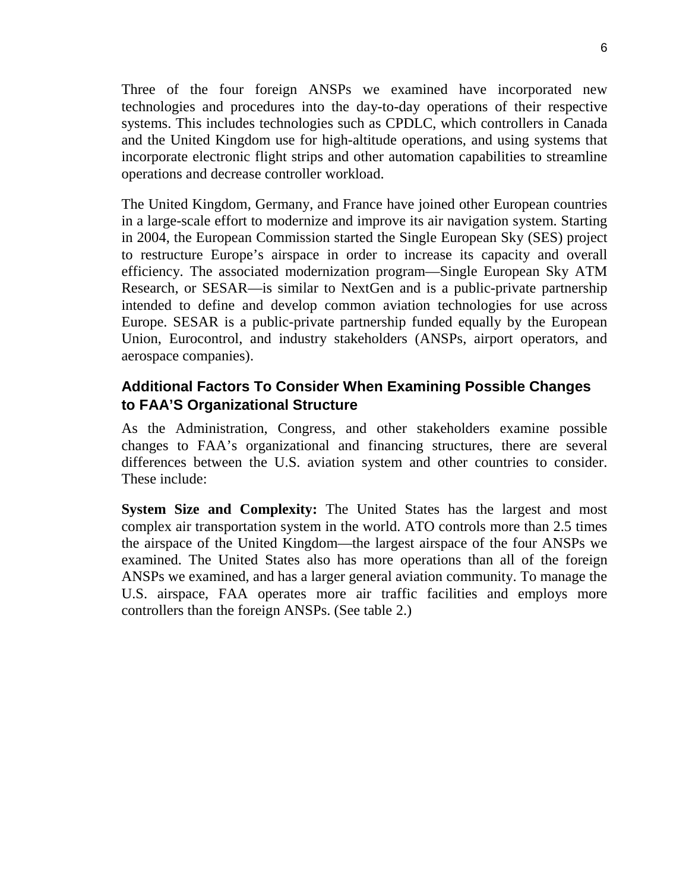Three of the four foreign ANSPs we examined have incorporated new technologies and procedures into the day-to-day operations of their respective systems. This includes technologies such as CPDLC, which controllers in Canada and the United Kingdom use for high-altitude operations, and using systems that incorporate electronic flight strips and other automation capabilities to streamline operations and decrease controller workload.

The United Kingdom, Germany, and France have joined other European countries in a large-scale effort to modernize and improve its air navigation system. Starting in 2004, the European Commission started the Single European Sky (SES) project to restructure Europe's airspace in order to increase its capacity and overall efficiency. The associated modernization program—Single European Sky ATM Research, or SESAR—is similar to NextGen and is a public-private partnership intended to define and develop common aviation technologies for use across Europe. SESAR is a public-private partnership funded equally by the European Union, Eurocontrol, and industry stakeholders (ANSPs, airport operators, and aerospace companies).

## Additional Factors To Consider When Examining Possible Changes to FAA'S Organizational Structure

As the Administration, Congress, and other stakeholders examine possible changes to FAA's organizational and financing structures, there are several differences between the U.S. aviation system and other countries to consider. These include:

**System Size and Complexity:** The United States has the largest and most complex air transportation system in the world. ATO controls more than 2.5 times the airspace of the United Kingdom—the largest airspace of the four ANSPs we examined. The United States also has more operations than all of the foreign ANSPs we examined, and has a larger general aviation community. To manage the U.S. airspace, FAA operates more air traffic facilities and employs more controllers than the foreign ANSPs. (See table 2.)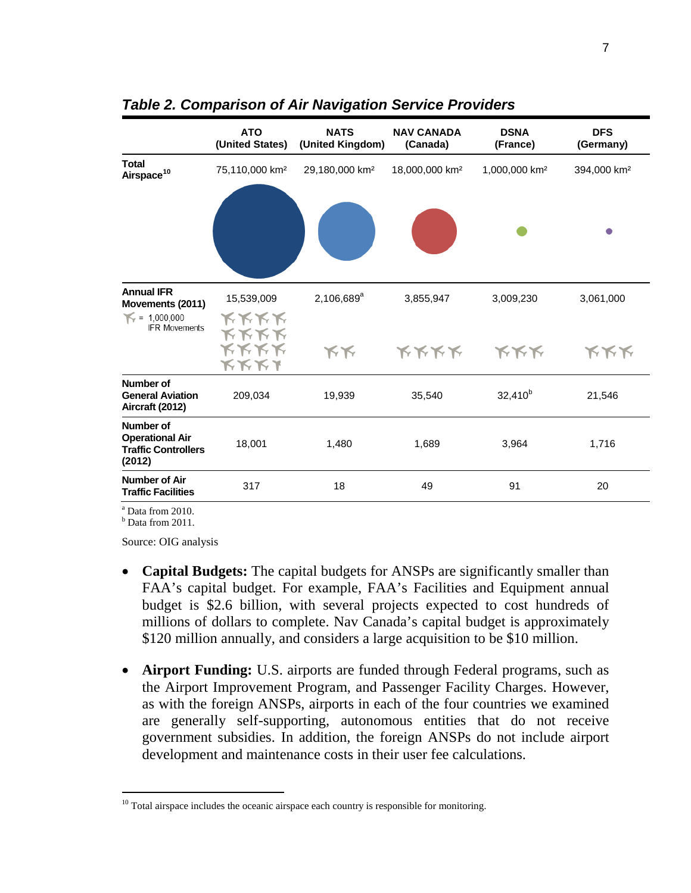## *Table 2. Comparison of Air Navigation Service Providers*

| | ATO (United States) | NATS (United Kingdom) | NAV CANADA (Canada) | DSNA (France) | DFS (Germany) |
|---|---|---|---|---|---|
| Total Airspace[10] | 75,110,000 km² | 29,180,000 km² | 18,000,000 km² | 1,000,000 km² | 394,000 km² |
| Annual IFR Movements (2011) | 15,539,009 | 2,106,689[a] | 3,855,947 | 3,009,230 | 3,061,000 |
| Number of General Aviation Aircraft (2012) | 209,034 | 19,939 | 35,540 | 32,410[b] | 21,546 |
| Number of Operational Air Traffic Controllers (2012) | 18,001 | 1,480 | 1,689 | 3,964 | 1,716 |
| Number of Air Traffic Facilities | 317 | 18 | 49 | 91 | 20 |

(Plane icon = 1,000,000 IFR Movements)

[a] Data from 2010.
[b] Data from 2011.

Source: OIG analysis

- **Capital Budgets:** The capital budgets for ANSPs are significantly smaller than FAA's capital budget. For example, FAA's Facilities and Equipment annual budget is $2.6 billion, with several projects expected to cost hundreds of millions of dollars to complete. Nav Canada's capital budget is approximately $120 million annually, and considers a large acquisition to be $10 million.

- **Airport Funding:** U.S. airports are funded through Federal programs, such as the Airport Improvement Program, and Passenger Facility Charges. However, as with the foreign ANSPs, airports in each of the four countries we examined are generally self-supporting, autonomous entities that do not receive government subsidies. In addition, the foreign ANSPs do not include airport development and maintenance costs in their user fee calculations.

---

[10] Total airspace includes the oceanic airspace each country is responsible for monitoring.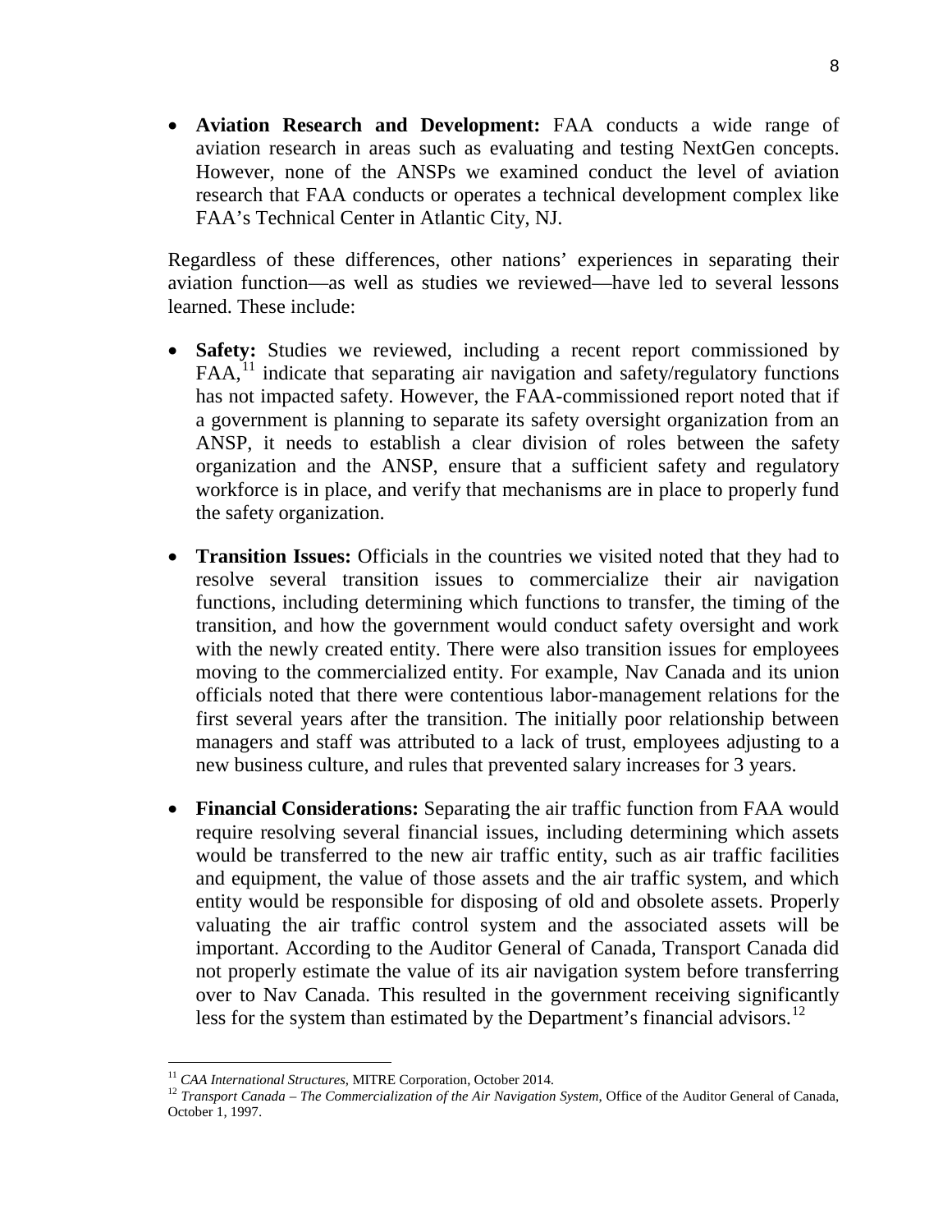- **Aviation Research and Development:** FAA conducts a wide range of aviation research in areas such as evaluating and testing NextGen concepts. However, none of the ANSPs we examined conduct the level of aviation research that FAA conducts or operates a technical development complex like FAA's Technical Center in Atlantic City, NJ.

Regardless of these differences, other nations' experiences in separating their aviation function—as well as studies we reviewed—have led to several lessons learned. These include:

- **Safety:** Studies we reviewed, including a recent report commissioned by FAA,[11] indicate that separating air navigation and safety/regulatory functions has not impacted safety. However, the FAA-commissioned report noted that if a government is planning to separate its safety oversight organization from an ANSP, it needs to establish a clear division of roles between the safety organization and the ANSP, ensure that a sufficient safety and regulatory workforce is in place, and verify that mechanisms are in place to properly fund the safety organization.

- **Transition Issues:** Officials in the countries we visited noted that they had to resolve several transition issues to commercialize their air navigation functions, including determining which functions to transfer, the timing of the transition, and how the government would conduct safety oversight and work with the newly created entity. There were also transition issues for employees moving to the commercialized entity. For example, Nav Canada and its union officials noted that there were contentious labor-management relations for the first several years after the transition. The initially poor relationship between managers and staff was attributed to a lack of trust, employees adjusting to a new business culture, and rules that prevented salary increases for 3 years.

- **Financial Considerations:** Separating the air traffic function from FAA would require resolving several financial issues, including determining which assets would be transferred to the new air traffic entity, such as air traffic facilities and equipment, the value of those assets and the air traffic system, and which entity would be responsible for disposing of old and obsolete assets. Properly valuating the air traffic control system and the associated assets will be important. According to the Auditor General of Canada, Transport Canada did not properly estimate the value of its air navigation system before transferring over to Nav Canada. This resulted in the government receiving significantly less for the system than estimated by the Department's financial advisors.[12]

---

[11] *CAA International Structures*, MITRE Corporation, October 2014.

[12] *Transport Canada – The Commercialization of the Air Navigation System*, Office of the Auditor General of Canada, October 1, 1997.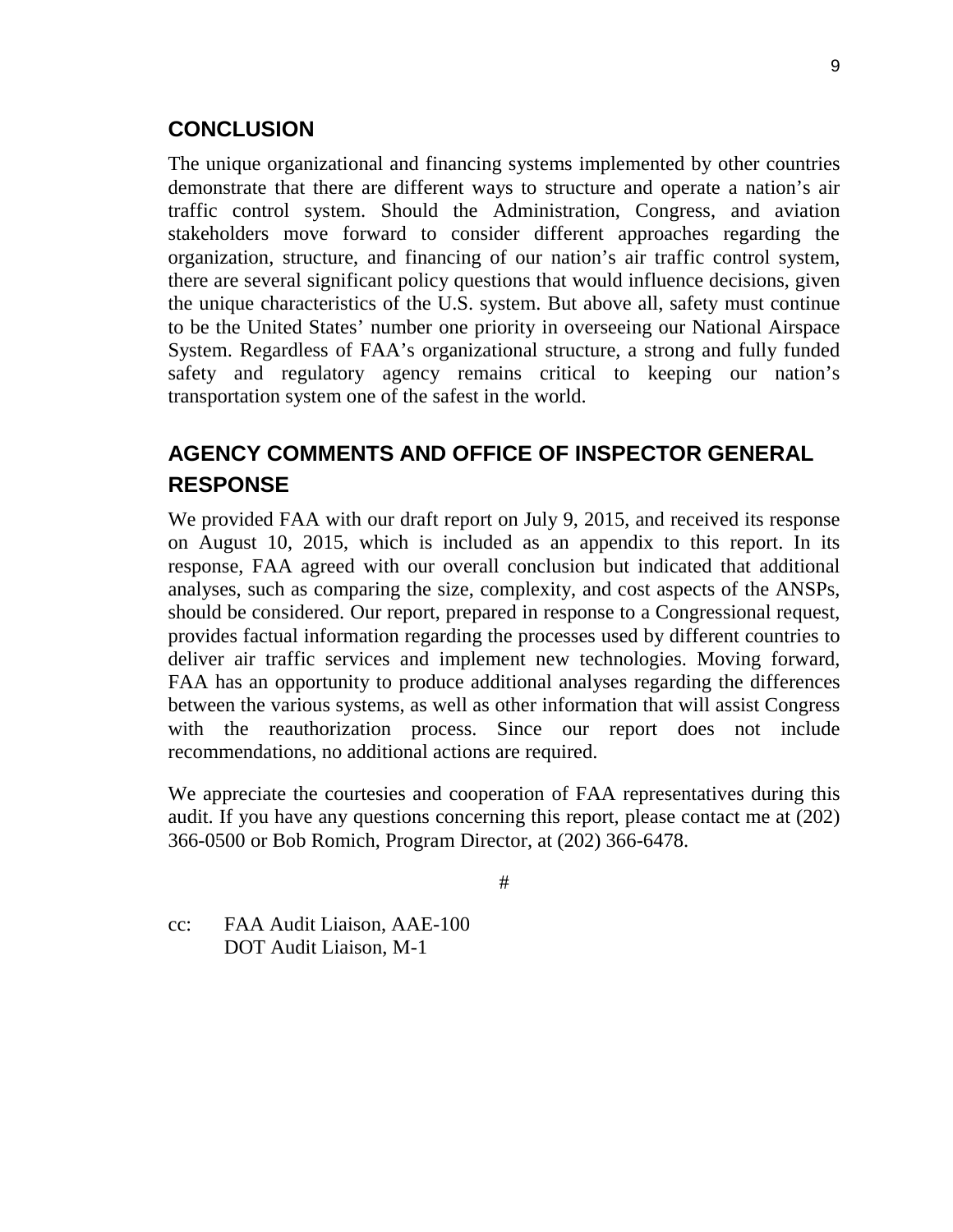## CONCLUSION

The unique organizational and financing systems implemented by other countries demonstrate that there are different ways to structure and operate a nation's air traffic control system. Should the Administration, Congress, and aviation stakeholders move forward to consider different approaches regarding the organization, structure, and financing of our nation's air traffic control system, there are several significant policy questions that would influence decisions, given the unique characteristics of the U.S. system. But above all, safety must continue to be the United States' number one priority in overseeing our National Airspace System. Regardless of FAA's organizational structure, a strong and fully funded safety and regulatory agency remains critical to keeping our nation's transportation system one of the safest in the world.

## AGENCY COMMENTS AND OFFICE OF INSPECTOR GENERAL RESPONSE

We provided FAA with our draft report on July 9, 2015, and received its response on August 10, 2015, which is included as an appendix to this report. In its response, FAA agreed with our overall conclusion but indicated that additional analyses, such as comparing the size, complexity, and cost aspects of the ANSPs, should be considered. Our report, prepared in response to a Congressional request, provides factual information regarding the processes used by different countries to deliver air traffic services and implement new technologies. Moving forward, FAA has an opportunity to produce additional analyses regarding the differences between the various systems, as well as other information that will assist Congress with the reauthorization process. Since our report does not include recommendations, no additional actions are required.

We appreciate the courtesies and cooperation of FAA representatives during this audit. If you have any questions concerning this report, please contact me at (202) 366-0500 or Bob Romich, Program Director, at (202) 366-6478.

#

cc: FAA Audit Liaison, AAE-100
DOT Audit Liaison, M-1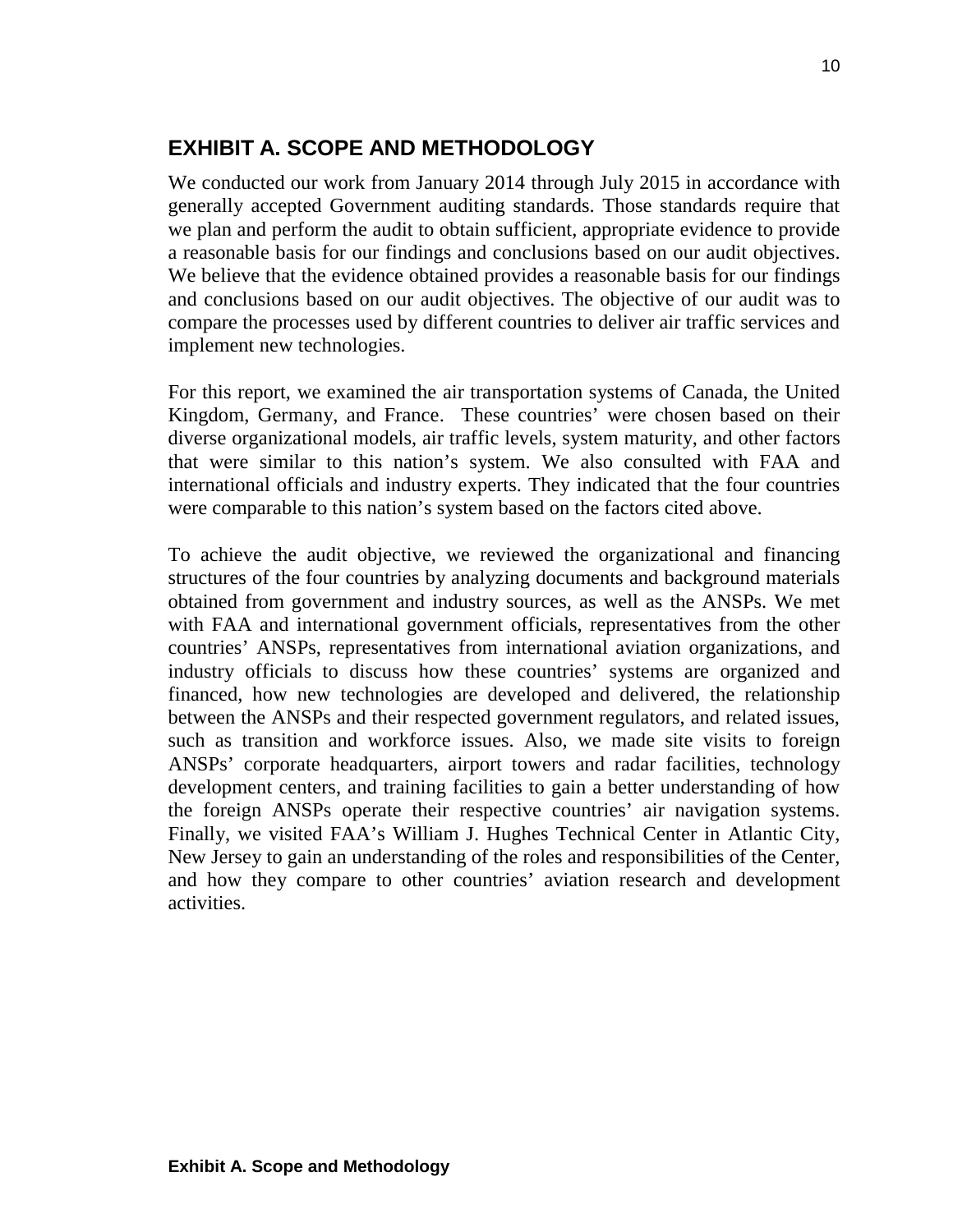## EXHIBIT A. SCOPE AND METHODOLOGY

We conducted our work from January 2014 through July 2015 in accordance with generally accepted Government auditing standards. Those standards require that we plan and perform the audit to obtain sufficient, appropriate evidence to provide a reasonable basis for our findings and conclusions based on our audit objectives. We believe that the evidence obtained provides a reasonable basis for our findings and conclusions based on our audit objectives. The objective of our audit was to compare the processes used by different countries to deliver air traffic services and implement new technologies.

For this report, we examined the air transportation systems of Canada, the United Kingdom, Germany, and France. These countries' were chosen based on their diverse organizational models, air traffic levels, system maturity, and other factors that were similar to this nation's system. We also consulted with FAA and international officials and industry experts. They indicated that the four countries were comparable to this nation's system based on the factors cited above.

To achieve the audit objective, we reviewed the organizational and financing structures of the four countries by analyzing documents and background materials obtained from government and industry sources, as well as the ANSPs. We met with FAA and international government officials, representatives from the other countries' ANSPs, representatives from international aviation organizations, and industry officials to discuss how these countries' systems are organized and financed, how new technologies are developed and delivered, the relationship between the ANSPs and their respected government regulators, and related issues, such as transition and workforce issues. Also, we made site visits to foreign ANSPs' corporate headquarters, airport towers and radar facilities, technology development centers, and training facilities to gain a better understanding of how the foreign ANSPs operate their respective countries' air navigation systems. Finally, we visited FAA's William J. Hughes Technical Center in Atlantic City, New Jersey to gain an understanding of the roles and responsibilities of the Center, and how they compare to other countries' aviation research and development activities.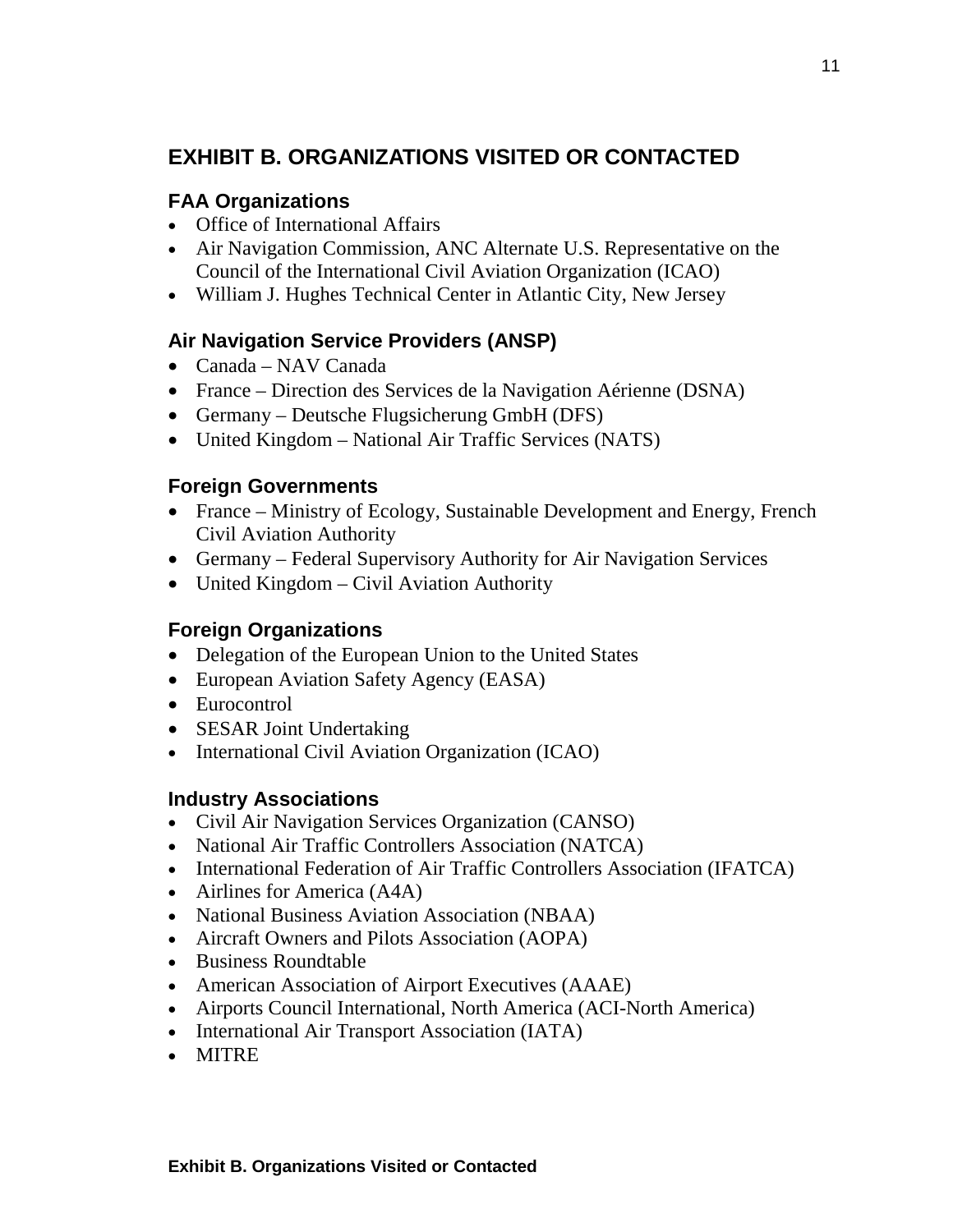# EXHIBIT B. ORGANIZATIONS VISITED OR CONTACTED

## FAA Organizations

- Office of International Affairs
- Air Navigation Commission, ANC Alternate U.S. Representative on the Council of the International Civil Aviation Organization (ICAO)
- William J. Hughes Technical Center in Atlantic City, New Jersey

## Air Navigation Service Providers (ANSP)

- Canada – NAV Canada
- France – Direction des Services de la Navigation Aérienne (DSNA)
- Germany – Deutsche Flugsicherung GmbH (DFS)
- United Kingdom – National Air Traffic Services (NATS)

## Foreign Governments

- France – Ministry of Ecology, Sustainable Development and Energy, French Civil Aviation Authority
- Germany – Federal Supervisory Authority for Air Navigation Services
- United Kingdom – Civil Aviation Authority

## Foreign Organizations

- Delegation of the European Union to the United States
- European Aviation Safety Agency (EASA)
- Eurocontrol
- SESAR Joint Undertaking
- International Civil Aviation Organization (ICAO)

## Industry Associations

- Civil Air Navigation Services Organization (CANSO)
- National Air Traffic Controllers Association (NATCA)
- International Federation of Air Traffic Controllers Association (IFATCA)
- Airlines for America (A4A)
- National Business Aviation Association (NBAA)
- Aircraft Owners and Pilots Association (AOPA)
- Business Roundtable
- American Association of Airport Executives (AAAE)
- Airports Council International, North America (ACI-North America)
- International Air Transport Association (IATA)
- MITRE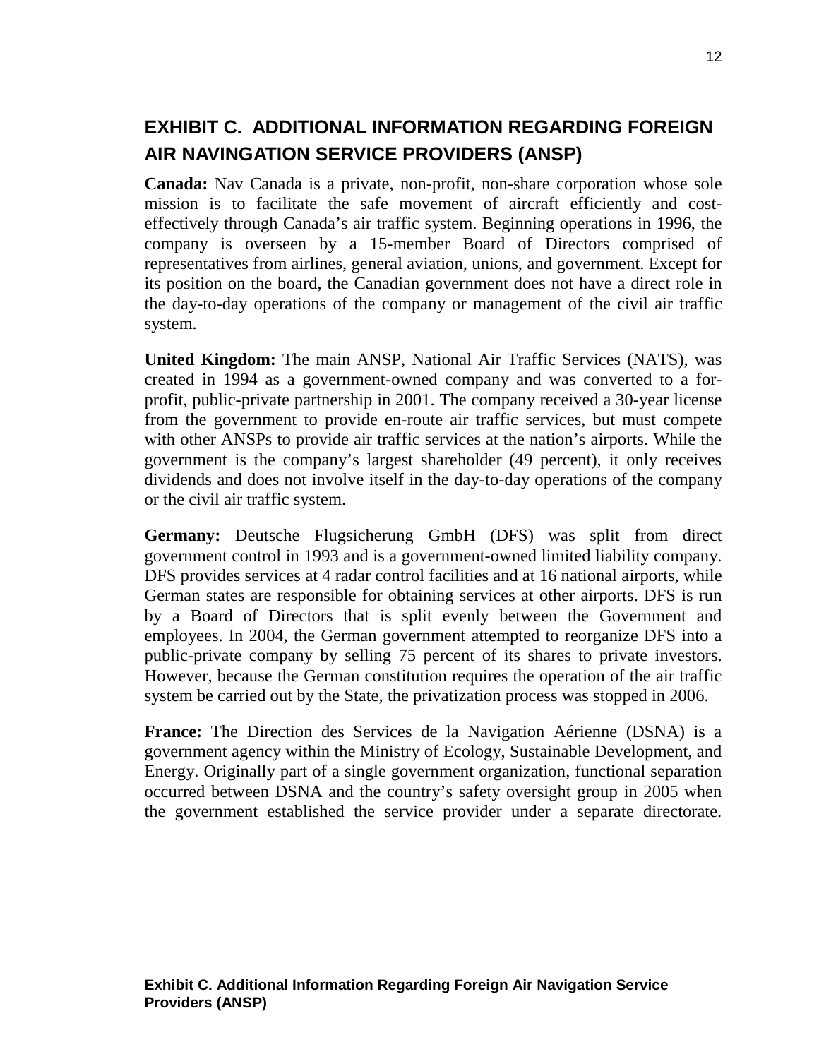## EXHIBIT C. ADDITIONAL INFORMATION REGARDING FOREIGN AIR NAVINGATION SERVICE PROVIDERS (ANSP)

**Canada:** Nav Canada is a private, non-profit, non-share corporation whose sole mission is to facilitate the safe movement of aircraft efficiently and cost-effectively through Canada's air traffic system. Beginning operations in 1996, the company is overseen by a 15-member Board of Directors comprised of representatives from airlines, general aviation, unions, and government. Except for its position on the board, the Canadian government does not have a direct role in the day-to-day operations of the company or management of the civil air traffic system.

**United Kingdom:** The main ANSP, National Air Traffic Services (NATS), was created in 1994 as a government-owned company and was converted to a for-profit, public-private partnership in 2001. The company received a 30-year license from the government to provide en-route air traffic services, but must compete with other ANSPs to provide air traffic services at the nation's airports. While the government is the company's largest shareholder (49 percent), it only receives dividends and does not involve itself in the day-to-day operations of the company or the civil air traffic system.

**Germany:** Deutsche Flugsicherung GmbH (DFS) was split from direct government control in 1993 and is a government-owned limited liability company. DFS provides services at 4 radar control facilities and at 16 national airports, while German states are responsible for obtaining services at other airports. DFS is run by a Board of Directors that is split evenly between the Government and employees. In 2004, the German government attempted to reorganize DFS into a public-private company by selling 75 percent of its shares to private investors. However, because the German constitution requires the operation of the air traffic system be carried out by the State, the privatization process was stopped in 2006.

**France:** The Direction des Services de la Navigation Aérienne (DSNA) is a government agency within the Ministry of Ecology, Sustainable Development, and Energy. Originally part of a single government organization, functional separation occurred between DSNA and the country's safety oversight group in 2005 when the government established the service provider under a separate directorate.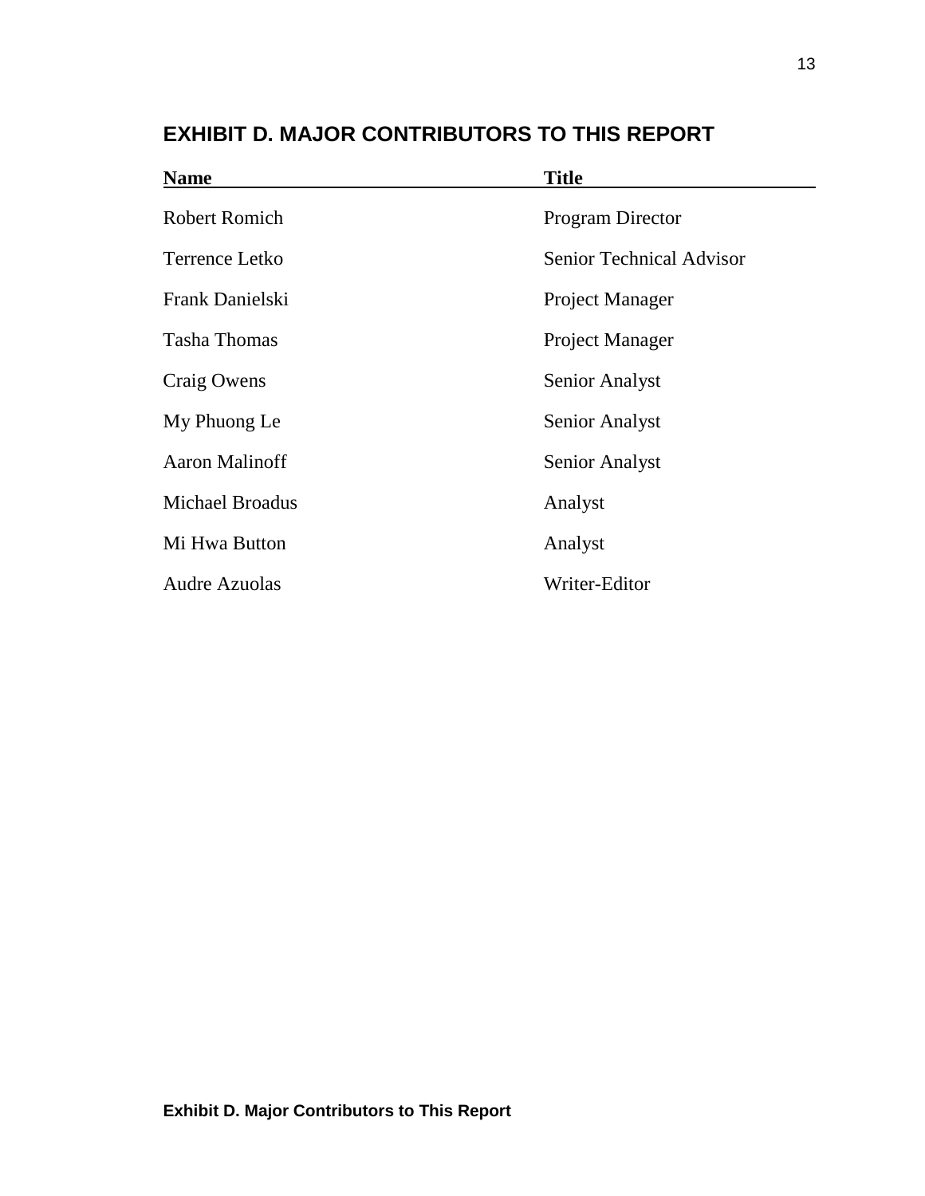## EXHIBIT D. MAJOR CONTRIBUTORS TO THIS REPORT

| Name | Title |
| --- | --- |
| Robert Romich | Program Director |
| Terrence Letko | Senior Technical Advisor |
| Frank Danielski | Project Manager |
| Tasha Thomas | Project Manager |
| Craig Owens | Senior Analyst |
| My Phuong Le | Senior Analyst |
| Aaron Malinoff | Senior Analyst |
| Michael Broadus | Analyst |
| Mi Hwa Button | Analyst |
| Audre Azuolas | Writer-Editor |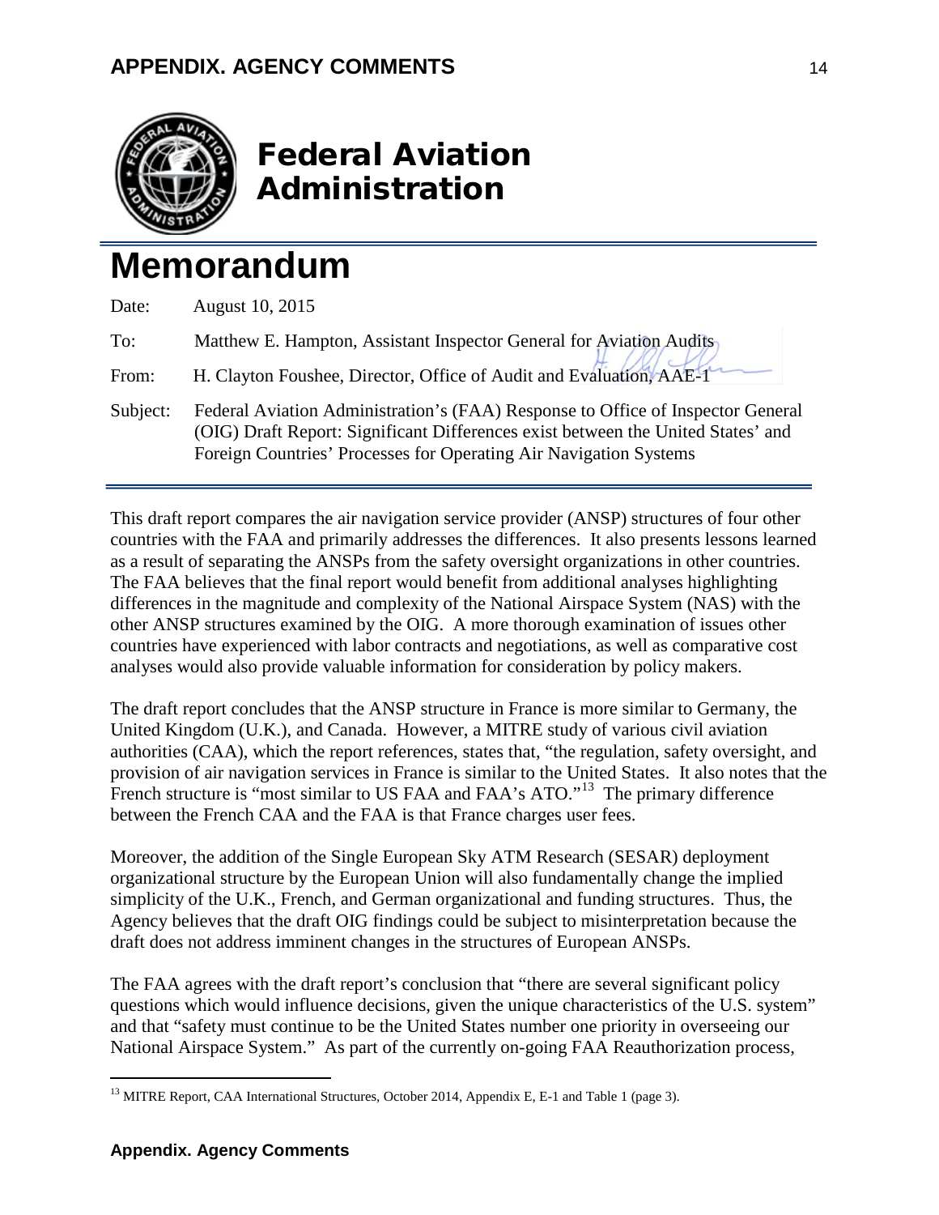# Federal Aviation Administration

# Memorandum

Date: August 10, 2015

To: Matthew E. Hampton, Assistant Inspector General for Aviation Audits

From: H. Clayton Foushee, Director, Office of Audit and Evaluation, AAE-1

Subject: Federal Aviation Administration's (FAA) Response to Office of Inspector General (OIG) Draft Report: Significant Differences exist between the United States' and Foreign Countries' Processes for Operating Air Navigation Systems

This draft report compares the air navigation service provider (ANSP) structures of four other countries with the FAA and primarily addresses the differences. It also presents lessons learned as a result of separating the ANSPs from the safety oversight organizations in other countries. The FAA believes that the final report would benefit from additional analyses highlighting differences in the magnitude and complexity of the National Airspace System (NAS) with the other ANSP structures examined by the OIG. A more thorough examination of issues other countries have experienced with labor contracts and negotiations, as well as comparative cost analyses would also provide valuable information for consideration by policy makers.

The draft report concludes that the ANSP structure in France is more similar to Germany, the United Kingdom (U.K.), and Canada. However, a MITRE study of various civil aviation authorities (CAA), which the report references, states that, "the regulation, safety oversight, and provision of air navigation services in France is similar to the United States. It also notes that the French structure is "most similar to US FAA and FAA's ATO."[13] The primary difference between the French CAA and the FAA is that France charges user fees.

Moreover, the addition of the Single European Sky ATM Research (SESAR) deployment organizational structure by the European Union will also fundamentally change the implied simplicity of the U.K., French, and German organizational and funding structures. Thus, the Agency believes that the draft OIG findings could be subject to misinterpretation because the draft does not address imminent changes in the structures of European ANSPs.

The FAA agrees with the draft report's conclusion that "there are several significant policy questions which would influence decisions, given the unique characteristics of the U.S. system" and that "safety must continue to be the United States number one priority in overseeing our National Airspace System." As part of the currently on-going FAA Reauthorization process,

[13] MITRE Report, CAA International Structures, October 2014, Appendix E, E-1 and Table 1 (page 3).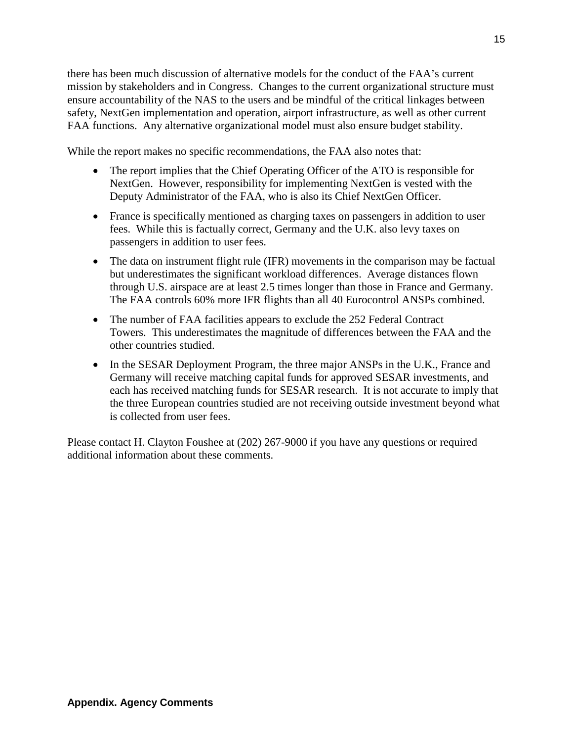there has been much discussion of alternative models for the conduct of the FAA's current mission by stakeholders and in Congress. Changes to the current organizational structure must ensure accountability of the NAS to the users and be mindful of the critical linkages between safety, NextGen implementation and operation, airport infrastructure, as well as other current FAA functions. Any alternative organizational model must also ensure budget stability.

While the report makes no specific recommendations, the FAA also notes that:

- The report implies that the Chief Operating Officer of the ATO is responsible for NextGen. However, responsibility for implementing NextGen is vested with the Deputy Administrator of the FAA, who is also its Chief NextGen Officer.
- France is specifically mentioned as charging taxes on passengers in addition to user fees. While this is factually correct, Germany and the U.K. also levy taxes on passengers in addition to user fees.
- The data on instrument flight rule (IFR) movements in the comparison may be factual but underestimates the significant workload differences. Average distances flown through U.S. airspace are at least 2.5 times longer than those in France and Germany. The FAA controls 60% more IFR flights than all 40 Eurocontrol ANSPs combined.
- The number of FAA facilities appears to exclude the 252 Federal Contract Towers. This underestimates the magnitude of differences between the FAA and the other countries studied.
- In the SESAR Deployment Program, the three major ANSPs in the U.K., France and Germany will receive matching capital funds for approved SESAR investments, and each has received matching funds for SESAR research. It is not accurate to imply that the three European countries studied are not receiving outside investment beyond what is collected from user fees.

Please contact H. Clayton Foushee at (202) 267-9000 if you have any questions or required additional information about these comments.

**Appendix. Agency Comments**